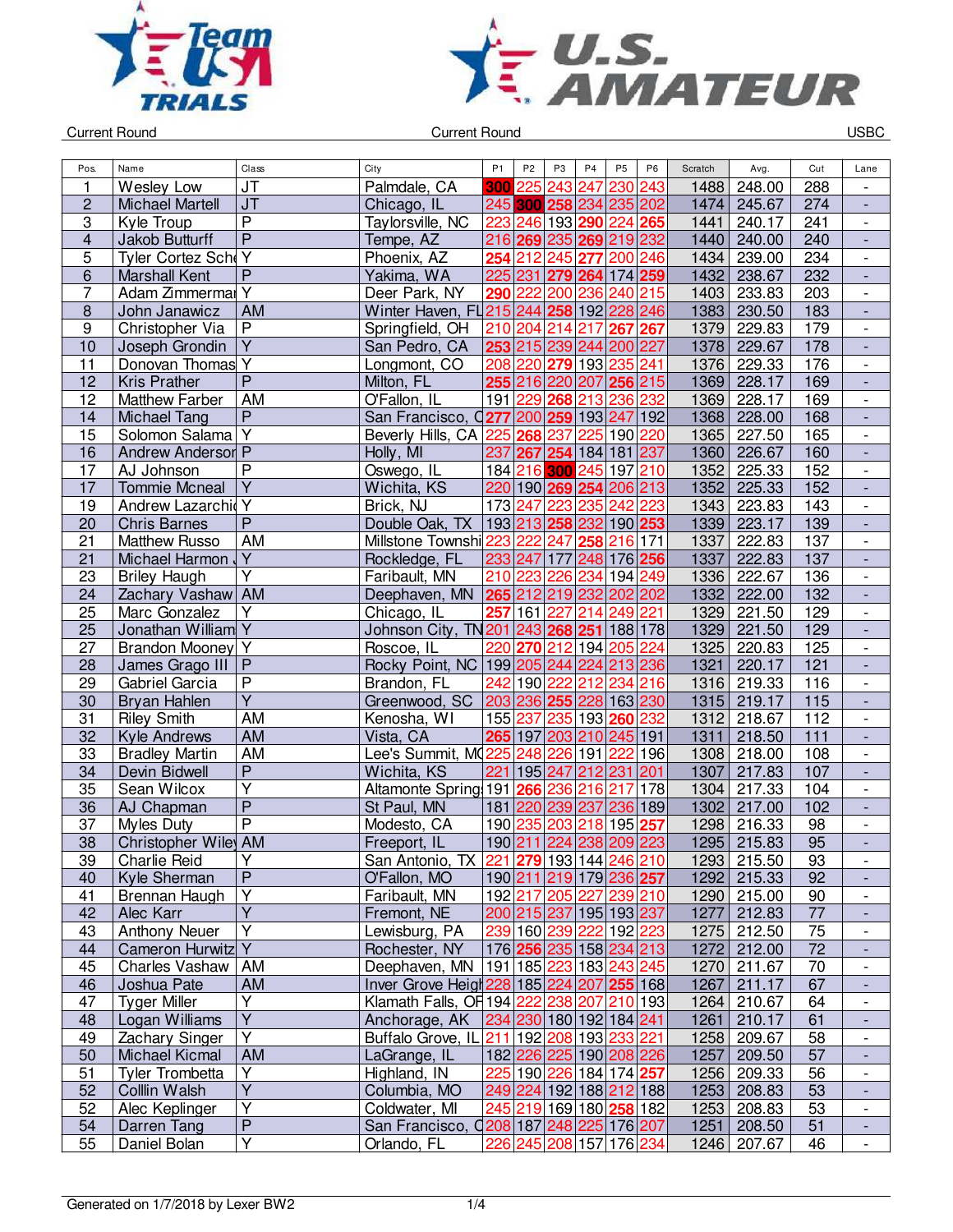Current Round — Current Round — USBC

| Pos. | Name | Class | City | P1 | P2 | P3 | P4 | P5 | P6 | Scratch | Avg. | Cut | Lane |
|---|---|---|---|---|---|---|---|---|---|---|---|---|---|
| 1 | Wesley Low | JT | Palmdale, CA | 300 | 225 | 243 | 247 | 230 | 243 | 1488 | 248.00 | 288 | - |
| 2 | Michael Martell | JT | Chicago, IL | 245 | 300 | 258 | 234 | 235 | 202 | 1474 | 245.67 | 274 | - |
| 3 | Kyle Troup | P | Taylorsville, NC | 223 | 246 | 193 | 290 | 224 | 265 | 1441 | 240.17 | 241 | - |
| 4 | Jakob Butturff | P | Tempe, AZ | 216 | 269 | 235 | 269 | 219 | 232 | 1440 | 240.00 | 240 | - |
| 5 | Tyler Cortez Sch | Y | Phoenix, AZ | 254 | 212 | 245 | 277 | 200 | 246 | 1434 | 239.00 | 234 | - |
| 6 | Marshall Kent | P | Yakima, WA | 225 | 231 | 279 | 264 | 174 | 259 | 1432 | 238.67 | 232 | - |
| 7 | Adam Zimmerma | Y | Deer Park, NY | 290 | 222 | 200 | 236 | 240 | 215 | 1403 | 233.83 | 203 | - |
| 8 | John Janawicz | AM | Winter Haven, FL | 215 | 244 | 258 | 192 | 228 | 246 | 1383 | 230.50 | 183 | - |
| 9 | Christopher Via | P | Springfield, OH | 210 | 204 | 214 | 217 | 267 | 267 | 1379 | 229.83 | 179 | - |
| 10 | Joseph Grondin | Y | San Pedro, CA | 253 | 215 | 239 | 244 | 200 | 227 | 1378 | 229.67 | 178 | - |
| 11 | Donovan Thomas | Y | Longmont, CO | 208 | 220 | 279 | 193 | 235 | 241 | 1376 | 229.33 | 176 | - |
| 12 | Kris Prather | P | Milton, FL | 255 | 216 | 220 | 207 | 256 | 215 | 1369 | 228.17 | 169 | - |
| 12 | Matthew Farber | AM | O'Fallon, IL | 191 | 229 | 268 | 213 | 236 | 232 | 1369 | 228.17 | 169 | - |
| 14 | Michael Tang | P | San Francisco, C | 277 | 200 | 259 | 193 | 247 | 192 | 1368 | 228.00 | 168 | - |
| 15 | Solomon Salama | Y | Beverly Hills, CA | 225 | 268 | 237 | 225 | 190 | 220 | 1365 | 227.50 | 165 | - |
| 16 | Andrew Anderson | P | Holly, MI | 237 | 267 | 254 | 184 | 181 | 237 | 1360 | 226.67 | 160 | - |
| 17 | AJ Johnson | P | Oswego, IL | 184 | 216 | 300 | 245 | 197 | 210 | 1352 | 225.33 | 152 | - |
| 17 | Tommie Mcneal | Y | Wichita, KS | 220 | 190 | 269 | 254 | 206 | 213 | 1352 | 225.33 | 152 | - |
| 19 | Andrew Lazarchi | Y | Brick, NJ | 173 | 247 | 223 | 235 | 242 | 223 | 1343 | 223.83 | 143 | - |
| 20 | Chris Barnes | P | Double Oak, TX | 193 | 213 | 258 | 232 | 190 | 253 | 1339 | 223.17 | 139 | - |
| 21 | Matthew Russo | AM | Millstone Townshi | 223 | 222 | 247 | 258 | 216 | 171 | 1337 | 222.83 | 137 | - |
| 21 | Michael Harmon | Y | Rockledge, FL | 233 | 247 | 177 | 248 | 176 | 256 | 1337 | 222.83 | 137 | - |
| 23 | Briley Haugh | Y | Faribault, MN | 210 | 223 | 226 | 234 | 194 | 249 | 1336 | 222.67 | 136 | - |
| 24 | Zachary Vashaw | AM | Deephaven, MN | 265 | 212 | 219 | 232 | 202 | 202 | 1332 | 222.00 | 132 | - |
| 25 | Marc Gonzalez | Y | Chicago, IL | 257 | 161 | 227 | 214 | 249 | 221 | 1329 | 221.50 | 129 | - |
| 25 | Jonathan William | Y | Johnson City, TN | 201 | 243 | 268 | 251 | 188 | 178 | 1329 | 221.50 | 129 | - |
| 27 | Brandon Mooney | Y | Roscoe, IL | 220 | 270 | 212 | 194 | 205 | 224 | 1325 | 220.83 | 125 | - |
| 28 | James Grago III | P | Rocky Point, NC | 199 | 205 | 244 | 224 | 213 | 236 | 1321 | 220.17 | 121 | - |
| 29 | Gabriel Garcia | P | Brandon, FL | 242 | 190 | 222 | 212 | 234 | 216 | 1316 | 219.33 | 116 | - |
| 30 | Bryan Hahlen | Y | Greenwood, SC | 203 | 236 | 255 | 228 | 163 | 230 | 1315 | 219.17 | 115 | - |
| 31 | Riley Smith | AM | Kenosha, WI | 155 | 237 | 235 | 193 | 260 | 232 | 1312 | 218.67 | 112 | - |
| 32 | Kyle Andrews | AM | Vista, CA | 265 | 197 | 203 | 210 | 245 | 191 | 1311 | 218.50 | 111 | - |
| 33 | Bradley Martin | AM | Lee's Summit, MO | 225 | 248 | 226 | 191 | 222 | 196 | 1308 | 218.00 | 108 | - |
| 34 | Devin Bidwell | P | Wichita, KS | 221 | 195 | 247 | 212 | 231 | 201 | 1307 | 217.83 | 107 | - |
| 35 | Sean Wilcox | Y | Altamonte Spring | 191 | 266 | 236 | 216 | 217 | 178 | 1304 | 217.33 | 104 | - |
| 36 | AJ Chapman | P | St Paul, MN | 181 | 220 | 239 | 237 | 236 | 189 | 1302 | 217.00 | 102 | - |
| 37 | Myles Duty | P | Modesto, CA | 190 | 235 | 203 | 218 | 195 | 257 | 1298 | 216.33 | 98 | - |
| 38 | Christopher Wiley | AM | Freeport, IL | 190 | 211 | 224 | 238 | 209 | 223 | 1295 | 215.83 | 95 | - |
| 39 | Charlie Reid | Y | San Antonio, TX | 221 | 279 | 193 | 144 | 246 | 210 | 1293 | 215.50 | 93 | - |
| 40 | Kyle Sherman | P | O'Fallon, MO | 190 | 211 | 219 | 179 | 236 | 257 | 1292 | 215.33 | 92 | - |
| 41 | Brennan Haugh | Y | Faribault, MN | 192 | 217 | 205 | 227 | 239 | 210 | 1290 | 215.00 | 90 | - |
| 42 | Alec Karr | Y | Fremont, NE | 200 | 215 | 237 | 195 | 193 | 237 | 1277 | 212.83 | 77 | - |
| 43 | Anthony Neuer | Y | Lewisburg, PA | 239 | 160 | 239 | 222 | 192 | 223 | 1275 | 212.50 | 75 | - |
| 44 | Cameron Hurwitz | Y | Rochester, NY | 176 | 256 | 235 | 158 | 234 | 213 | 1272 | 212.00 | 72 | - |
| 45 | Charles Vashaw | AM | Deephaven, MN | 191 | 185 | 223 | 183 | 243 | 245 | 1270 | 211.67 | 70 | - |
| 46 | Joshua Pate | AM | Inver Grove Heigh | 228 | 185 | 224 | 207 | 255 | 168 | 1267 | 211.17 | 67 | - |
| 47 | Tyger Miller | Y | Klamath Falls, OR | 194 | 222 | 238 | 207 | 210 | 193 | 1264 | 210.67 | 64 | - |
| 48 | Logan Williams | Y | Anchorage, AK | 234 | 230 | 180 | 192 | 184 | 241 | 1261 | 210.17 | 61 | - |
| 49 | Zachary Singer | Y | Buffalo Grove, IL | 211 | 192 | 208 | 193 | 233 | 221 | 1258 | 209.67 | 58 | - |
| 50 | Michael Kicmal | AM | LaGrange, IL | 182 | 226 | 225 | 190 | 208 | 226 | 1257 | 209.50 | 57 | - |
| 51 | Tyler Trombetta | Y | Highland, IN | 225 | 190 | 226 | 184 | 174 | 257 | 1256 | 209.33 | 56 | - |
| 52 | Colllin Walsh | Y | Columbia, MO | 249 | 224 | 192 | 188 | 212 | 188 | 1253 | 208.83 | 53 | - |
| 52 | Alec Keplinger | Y | Coldwater, MI | 245 | 219 | 169 | 180 | 258 | 182 | 1253 | 208.83 | 53 | - |
| 54 | Darren Tang | P | San Francisco, C | 208 | 187 | 248 | 225 | 176 | 207 | 1251 | 208.50 | 51 | - |
| 55 | Daniel Bolan | Y | Orlando, FL | 226 | 245 | 208 | 157 | 176 | 234 | 1246 | 207.67 | 46 | - |

Generated on 1/7/2018 by Lexer BW2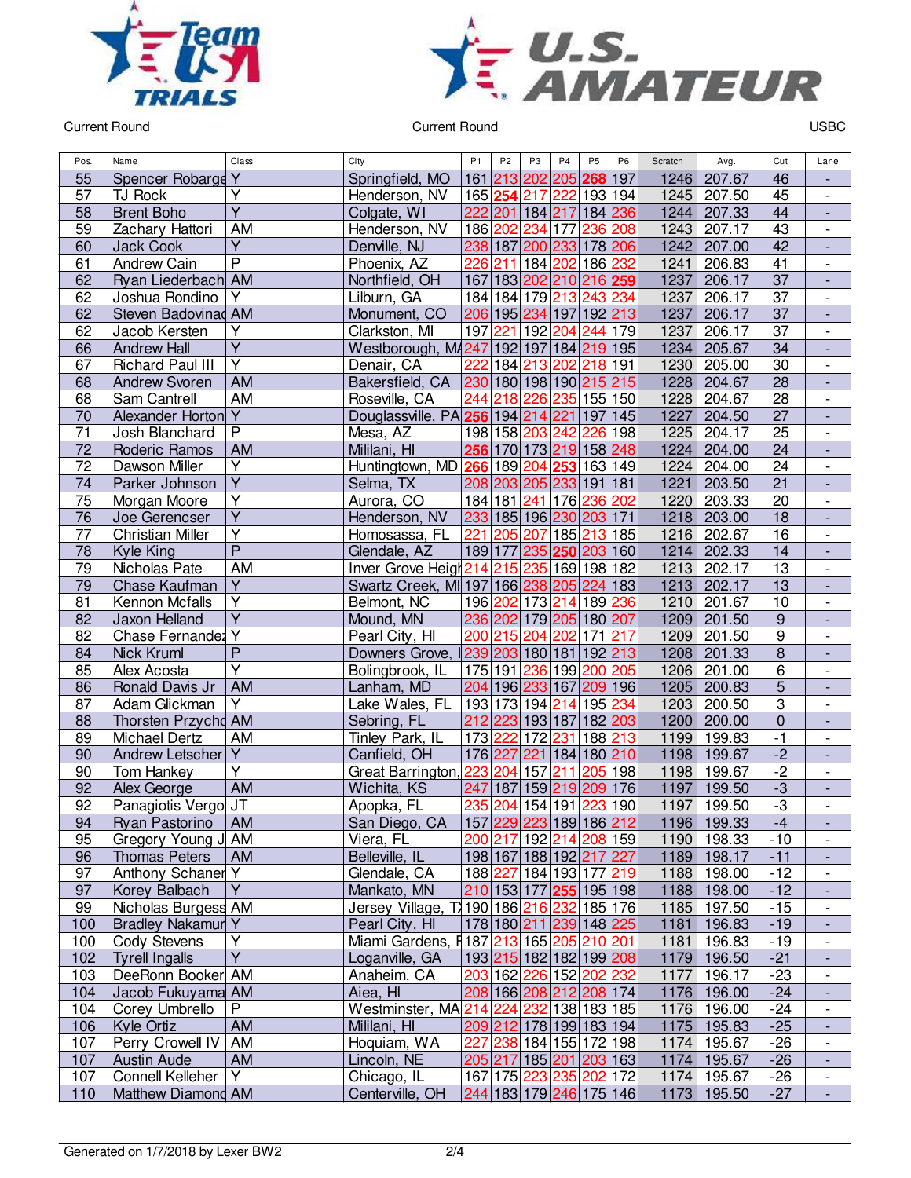Current Round | Current Round | USBC

| Pos. | Name | Class | City | P1 | P2 | P3 | P4 | P5 | P6 | Scratch | Avg. | Cut | Lane |
|---|---|---|---|---|---|---|---|---|---|---|---|---|---|
| 55 | Spencer Robarge | Y | Springfield, MO | 161 | 213 | 202 | 205 | **268** | 197 | 1246 | 207.67 | 46 | - |
| 57 | TJ Rock | Y | Henderson, NV | 165 | **254** | 217 | 222 | 193 | 194 | 1245 | 207.50 | 45 | - |
| 58 | Brent Boho | Y | Colgate, WI | 222 | 201 | 184 | 217 | 184 | 236 | 1244 | 207.33 | 44 | - |
| 59 | Zachary Hattori | AM | Henderson, NV | 186 | 202 | 234 | 177 | 236 | 208 | 1243 | 207.17 | 43 | - |
| 60 | Jack Cook | Y | Denville, NJ | 238 | 187 | 200 | 233 | 178 | 206 | 1242 | 207.00 | 42 | - |
| 61 | Andrew Cain | P | Phoenix, AZ | 226 | 211 | 184 | 202 | 186 | 232 | 1241 | 206.83 | 41 | - |
| 62 | Ryan Liederbach | AM | Northfield, OH | 167 | 183 | 202 | 210 | 216 | **259** | 1237 | 206.17 | 37 | - |
| 62 | Joshua Rondino | Y | Lilburn, GA | 184 | 184 | 179 | 213 | 243 | 234 | 1237 | 206.17 | 37 | - |
| 62 | Steven Badovinac | AM | Monument, CO | 206 | 195 | 234 | 197 | 192 | 213 | 1237 | 206.17 | 37 | - |
| 62 | Jacob Kersten | Y | Clarkston, MI | 197 | 221 | 192 | 204 | 244 | 179 | 1237 | 206.17 | 37 | - |
| 66 | Andrew Hall | Y | Westborough, MA | 247 | 192 | 197 | 184 | 219 | 195 | 1234 | 205.67 | 34 | - |
| 67 | Richard Paul III | Y | Denair, CA | 222 | 184 | 213 | 202 | 218 | 191 | 1230 | 205.00 | 30 | - |
| 68 | Andrew Svoren | AM | Bakersfield, CA | 230 | 180 | 198 | 190 | 215 | 215 | 1228 | 204.67 | 28 | - |
| 68 | Sam Cantrell | AM | Roseville, CA | 244 | 218 | 226 | 235 | 155 | 150 | 1228 | 204.67 | 28 | - |
| 70 | Alexander Horton | Y | Douglassville, PA | **256** | 194 | 214 | 221 | 197 | 145 | 1227 | 204.50 | 27 | - |
| 71 | Josh Blanchard | P | Mesa, AZ | 198 | 158 | 203 | 242 | 226 | 198 | 1225 | 204.17 | 25 | - |
| 72 | Roderic Ramos | AM | Mililani, HI | **256** | 170 | 173 | 219 | 158 | 248 | 1224 | 204.00 | 24 | - |
| 72 | Dawson Miller | Y | Huntingtown, MD | **266** | 189 | 204 | **253** | 163 | 149 | 1224 | 204.00 | 24 | - |
| 74 | Parker Johnson | Y | Selma, TX | 208 | 203 | 205 | 233 | 191 | 181 | 1221 | 203.50 | 21 | - |
| 75 | Morgan Moore | Y | Aurora, CO | 184 | 181 | 241 | 176 | 236 | 202 | 1220 | 203.33 | 20 | - |
| 76 | Joe Gerencser | Y | Henderson, NV | 233 | 185 | 196 | 230 | 203 | 171 | 1218 | 203.00 | 18 | - |
| 77 | Christian Miller | Y | Homosassa, FL | 221 | 205 | 207 | 185 | 213 | 185 | 1216 | 202.67 | 16 | - |
| 78 | Kyle King | P | Glendale, AZ | 189 | 177 | 235 | **250** | 203 | 160 | 1214 | 202.33 | 14 | - |
| 79 | Nicholas Pate | AM | Inver Grove Heigh | 214 | 215 | 235 | 169 | 198 | 182 | 1213 | 202.17 | 13 | - |
| 79 | Chase Kaufman | Y | Swartz Creek, MI | 197 | 166 | 238 | 205 | 224 | 183 | 1213 | 202.17 | 13 | - |
| 81 | Kennon Mcfalls | Y | Belmont, NC | 196 | 202 | 173 | 214 | 189 | 236 | 1210 | 201.67 | 10 | - |
| 82 | Jaxon Helland | Y | Mound, MN | 236 | 202 | 179 | 205 | 180 | 207 | 1209 | 201.50 | 9 | - |
| 82 | Chase Fernandez | Y | Pearl City, HI | 200 | 215 | 204 | 202 | 171 | 217 | 1209 | 201.50 | 9 | - |
| 84 | Nick Kruml | P | Downers Grove, I | 239 | 203 | 180 | 181 | 192 | 213 | 1208 | 201.33 | 8 | - |
| 85 | Alex Acosta | Y | Bolingbrook, IL | 175 | 191 | 236 | 199 | 200 | 205 | 1206 | 201.00 | 6 | - |
| 86 | Ronald Davis Jr | AM | Lanham, MD | 204 | 196 | 233 | 167 | 209 | 196 | 1205 | 200.83 | 5 | - |
| 87 | Adam Glickman | Y | Lake Wales, FL | 193 | 173 | 194 | 214 | 195 | 234 | 1203 | 200.50 | 3 | - |
| 88 | Thorsten Przychod | AM | Sebring, FL | 212 | 223 | 193 | 187 | 182 | 203 | 1200 | 200.00 | 0 | - |
| 89 | Michael Dertz | AM | Tinley Park, IL | 173 | 222 | 172 | 231 | 188 | 213 | 1199 | 199.83 | -1 | - |
| 90 | Andrew Letscher | Y | Canfield, OH | 176 | 227 | 221 | 184 | 180 | 210 | 1198 | 199.67 | -2 | - |
| 90 | Tom Hankey | Y | Great Barrington, | 223 | 204 | 157 | 211 | 205 | 198 | 1198 | 199.67 | -2 | - |
| 92 | Alex George | AM | Wichita, KS | 247 | 187 | 159 | 219 | 209 | 176 | 1197 | 199.50 | -3 | - |
| 92 | Panagiotis Vergo | JT | Apopka, FL | 235 | 204 | 154 | 191 | 223 | 190 | 1197 | 199.50 | -3 | - |
| 94 | Ryan Pastorino | AM | San Diego, CA | 157 | 229 | 223 | 189 | 186 | 212 | 1196 | 199.33 | -4 | - |
| 95 | Gregory Young J | AM | Viera, FL | 200 | 217 | 192 | 214 | 208 | 159 | 1190 | 198.33 | -10 | - |
| 96 | Thomas Peters | AM | Belleville, IL | 198 | 167 | 188 | 192 | 217 | 227 | 1189 | 198.17 | -11 | - |
| 97 | Anthony Schaner | Y | Glendale, CA | 188 | 227 | 184 | 193 | 177 | 219 | 1188 | 198.00 | -12 | - |
| 97 | Korey Balbach | Y | Mankato, MN | 210 | 153 | 177 | **255** | 195 | 198 | 1188 | 198.00 | -12 | - |
| 99 | Nicholas Burgess | AM | Jersey Village, T | 190 | 186 | 216 | 232 | 185 | 176 | 1185 | 197.50 | -15 | - |
| 100 | Bradley Nakamur | Y | Pearl City, HI | 178 | 180 | 211 | 239 | 148 | 225 | 1181 | 196.83 | -19 | - |
| 100 | Cody Stevens | Y | Miami Gardens, F | 187 | 213 | 165 | 205 | 210 | 201 | 1181 | 196.83 | -19 | - |
| 102 | Tyrell Ingalls | Y | Loganville, GA | 193 | 215 | 182 | 182 | 199 | 208 | 1179 | 196.50 | -21 | - |
| 103 | DeeRonn Booker | AM | Anaheim, CA | 203 | 162 | 226 | 152 | 202 | 232 | 1177 | 196.17 | -23 | - |
| 104 | Jacob Fukuyama | AM | Aiea, HI | 208 | 166 | 208 | 212 | 208 | 174 | 1176 | 196.00 | -24 | - |
| 104 | Corey Umbrello | P | Westminster, MA | 214 | 224 | 232 | 138 | 183 | 185 | 1176 | 196.00 | -24 | - |
| 106 | Kyle Ortiz | AM | Mililani, HI | 209 | 212 | 178 | 199 | 183 | 194 | 1175 | 195.83 | -25 | - |
| 107 | Perry Crowell IV | AM | Hoquiam, WA | 227 | 238 | 184 | 155 | 172 | 198 | 1174 | 195.67 | -26 | - |
| 107 | Austin Aude | AM | Lincoln, NE | 205 | 217 | 185 | 201 | 203 | 163 | 1174 | 195.67 | -26 | - |
| 107 | Connell Kelleher | Y | Chicago, IL | 167 | 175 | 223 | 235 | 202 | 172 | 1174 | 195.67 | -26 | - |
| 110 | Matthew Diamond | AM | Centerville, OH | 244 | 183 | 179 | 246 | 175 | 146 | 1173 | 195.50 | -27 | - |

Generated on 1/7/2018 by Lexer BW2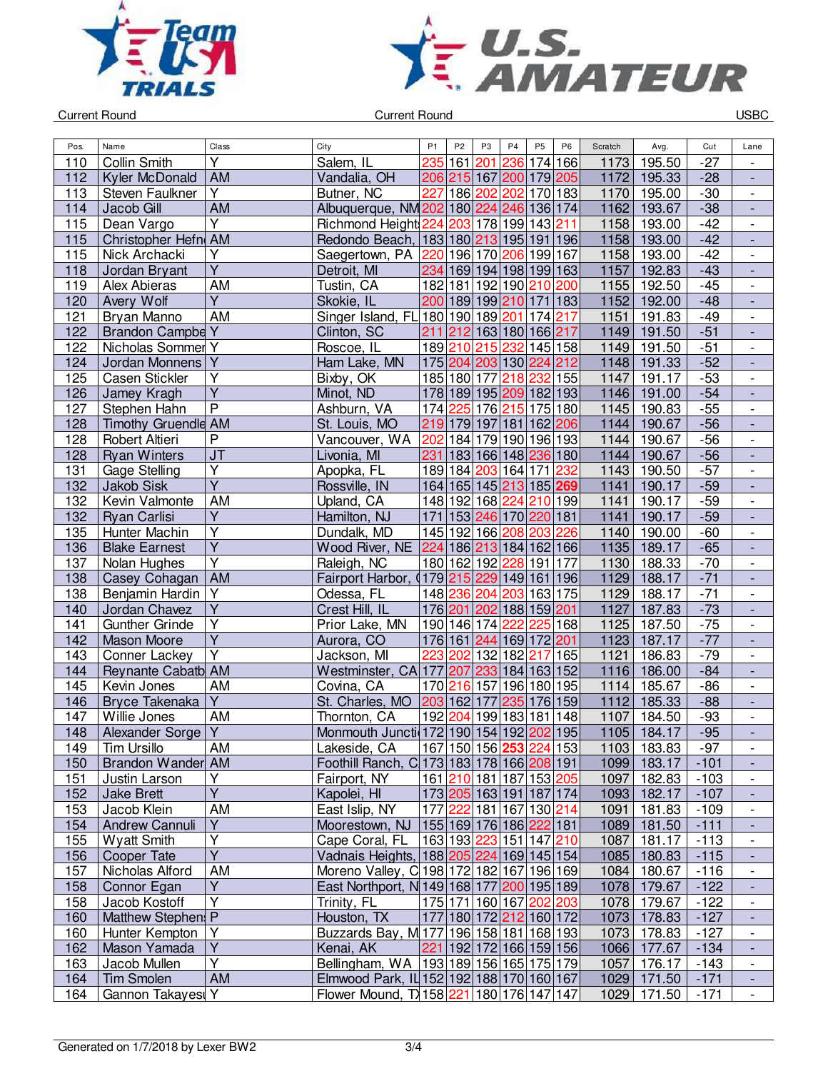Current Round | Current Round | USBC

| Pos. | Name | Class | City | P1 | P2 | P3 | P4 | P5 | P6 | Scratch | Avg. | Cut | Lane |
|---|---|---|---|---|---|---|---|---|---|---|---|---|---|
| 110 | Collin Smith | Y | Salem, IL | 235 | 161 | 201 | 236 | 174 | 166 | 1173 | 195.50 | -27 | - |
| 112 | Kyler McDonald | AM | Vandalia, OH | 206 | 215 | 167 | 200 | 179 | 205 | 1172 | 195.33 | -28 | - |
| 113 | Steven Faulkner | Y | Butner, NC | 227 | 186 | 202 | 202 | 170 | 183 | 1170 | 195.00 | -30 | - |
| 114 | Jacob Gill | AM | Albuquerque, NM | 202 | 180 | 224 | 246 | 136 | 174 | 1162 | 193.67 | -38 | - |
| 115 | Dean Vargo | Y | Richmond Height | 224 | 203 | 178 | 199 | 143 | 211 | 1158 | 193.00 | -42 | - |
| 115 | Christopher Hefn | AM | Redondo Beach, | 183 | 180 | 213 | 195 | 191 | 196 | 1158 | 193.00 | -42 | - |
| 115 | Nick Archacki | Y | Saegertown, PA | 220 | 196 | 170 | 206 | 199 | 167 | 1158 | 193.00 | -42 | - |
| 118 | Jordan Bryant | Y | Detroit, MI | 234 | 169 | 194 | 198 | 199 | 163 | 1157 | 192.83 | -43 | - |
| 119 | Alex Abieras | AM | Tustin, CA | 182 | 181 | 192 | 190 | 210 | 200 | 1155 | 192.50 | -45 | - |
| 120 | Avery Wolf | Y | Skokie, IL | 200 | 189 | 199 | 210 | 171 | 183 | 1152 | 192.00 | -48 | - |
| 121 | Bryan Manno | AM | Singer Island, FL | 180 | 190 | 189 | 201 | 174 | 217 | 1151 | 191.83 | -49 | - |
| 122 | Brandon Campbe | Y | Clinton, SC | 211 | 212 | 163 | 180 | 166 | 217 | 1149 | 191.50 | -51 | - |
| 122 | Nicholas Sommer | Y | Roscoe, IL | 189 | 210 | 215 | 232 | 145 | 158 | 1149 | 191.50 | -51 | - |
| 124 | Jordan Monnens | Y | Ham Lake, MN | 175 | 204 | 203 | 130 | 224 | 212 | 1148 | 191.33 | -52 | - |
| 125 | Casen Stickler | Y | Bixby, OK | 185 | 180 | 177 | 218 | 232 | 155 | 1147 | 191.17 | -53 | - |
| 126 | Jamey Kragh | Y | Minot, ND | 178 | 189 | 195 | 209 | 182 | 193 | 1146 | 191.00 | -54 | - |
| 127 | Stephen Hahn | P | Ashburn, VA | 174 | 225 | 176 | 215 | 175 | 180 | 1145 | 190.83 | -55 | - |
| 128 | Timothy Gruendle | AM | St. Louis, MO | 219 | 179 | 197 | 181 | 162 | 206 | 1144 | 190.67 | -56 | - |
| 128 | Robert Altieri | P | Vancouver, WA | 202 | 184 | 179 | 190 | 196 | 193 | 1144 | 190.67 | -56 | - |
| 128 | Ryan Winters | JT | Livonia, MI | 231 | 183 | 166 | 148 | 236 | 180 | 1144 | 190.67 | -56 | - |
| 131 | Gage Stelling | Y | Apopka, FL | 189 | 184 | 203 | 164 | 171 | 232 | 1143 | 190.50 | -57 | - |
| 132 | Jakob Sisk | Y | Rossville, IN | 164 | 165 | 145 | 213 | 185 | **269** | 1141 | 190.17 | -59 | - |
| 132 | Kevin Valmonte | AM | Upland, CA | 148 | 192 | 168 | 224 | 210 | 199 | 1141 | 190.17 | -59 | - |
| 132 | Ryan Carlisi | Y | Hamilton, NJ | 171 | 153 | 246 | 170 | 220 | 181 | 1141 | 190.17 | -59 | - |
| 135 | Hunter Machin | Y | Dundalk, MD | 145 | 192 | 166 | 208 | 203 | 226 | 1140 | 190.00 | -60 | - |
| 136 | Blake Earnest | Y | Wood River, NE | 224 | 186 | 213 | 184 | 162 | 166 | 1135 | 189.17 | -65 | - |
| 137 | Nolan Hughes | Y | Raleigh, NC | 180 | 162 | 192 | 228 | 191 | 177 | 1130 | 188.33 | -70 | - |
| 138 | Casey Cohagan | AM | Fairport Harbor, ( | 179 | 215 | 229 | 149 | 161 | 196 | 1129 | 188.17 | -71 | - |
| 138 | Benjamin Hardin | Y | Odessa, FL | 148 | 236 | 204 | 203 | 163 | 175 | 1129 | 188.17 | -71 | - |
| 140 | Jordan Chavez | Y | Crest Hill, IL | 176 | 201 | 202 | 188 | 159 | 201 | 1127 | 187.83 | -73 | - |
| 141 | Gunther Grinde | Y | Prior Lake, MN | 190 | 146 | 174 | 222 | 225 | 168 | 1125 | 187.50 | -75 | - |
| 142 | Mason Moore | Y | Aurora, CO | 176 | 161 | 244 | 169 | 172 | 201 | 1123 | 187.17 | -77 | - |
| 143 | Conner Lackey | Y | Jackson, MI | 223 | 202 | 132 | 182 | 217 | 165 | 1121 | 186.83 | -79 | - |
| 144 | Reynante Cabatb | AM | Westminster, CA | 177 | 207 | 233 | 184 | 163 | 152 | 1116 | 186.00 | -84 | - |
| 145 | Kevin Jones | AM | Covina, CA | 170 | 216 | 157 | 196 | 180 | 195 | 1114 | 185.67 | -86 | - |
| 146 | Bryce Takenaka | Y | St. Charles, MO | 203 | 162 | 177 | 235 | 176 | 159 | 1112 | 185.33 | -88 | - |
| 147 | Willie Jones | AM | Thornton, CA | 192 | 204 | 199 | 183 | 181 | 148 | 1107 | 184.50 | -93 | - |
| 148 | Alexander Sorge | Y | Monmouth Juncti | 172 | 190 | 154 | 192 | 202 | 195 | 1105 | 184.17 | -95 | - |
| 149 | Tim Ursillo | AM | Lakeside, CA | 167 | 150 | 156 | **253** | 224 | 153 | 1103 | 183.83 | -97 | - |
| 150 | Brandon Wander | AM | Foothill Ranch, C | 173 | 183 | 178 | 166 | 208 | 191 | 1099 | 183.17 | -101 | - |
| 151 | Justin Larson | Y | Fairport, NY | 161 | 210 | 181 | 187 | 153 | 205 | 1097 | 182.83 | -103 | - |
| 152 | Jake Brett | Y | Kapolei, HI | 173 | 205 | 163 | 191 | 187 | 174 | 1093 | 182.17 | -107 | - |
| 153 | Jacob Klein | AM | East Islip, NY | 177 | 222 | 181 | 167 | 130 | 214 | 1091 | 181.83 | -109 | - |
| 154 | Andrew Cannuli | Y | Moorestown, NJ | 155 | 169 | 176 | 186 | 222 | 181 | 1089 | 181.50 | -111 | - |
| 155 | Wyatt Smith | Y | Cape Coral, FL | 163 | 193 | 223 | 151 | 147 | 210 | 1087 | 181.17 | -113 | - |
| 156 | Cooper Tate | Y | Vadnais Heights, | 188 | 205 | 224 | 169 | 145 | 154 | 1085 | 180.83 | -115 | - |
| 157 | Nicholas Alford | AM | Moreno Valley, C | 198 | 172 | 182 | 167 | 196 | 169 | 1084 | 180.67 | -116 | - |
| 158 | Connor Egan | Y | East Northport, N | 149 | 168 | 177 | 200 | 195 | 189 | 1078 | 179.67 | -122 | - |
| 158 | Jacob Kostoff | Y | Trinity, FL | 175 | 171 | 160 | 167 | 202 | 203 | 1078 | 179.67 | -122 | - |
| 160 | Matthew Stephen | P | Houston, TX | 177 | 180 | 172 | 212 | 160 | 172 | 1073 | 178.83 | -127 | - |
| 160 | Hunter Kempton | Y | Buzzards Bay, M | 177 | 196 | 158 | 181 | 168 | 193 | 1073 | 178.83 | -127 | - |
| 162 | Mason Yamada | Y | Kenai, AK | 221 | 192 | 172 | 166 | 159 | 156 | 1066 | 177.67 | -134 | - |
| 163 | Jacob Mullen | Y | Bellingham, WA | 193 | 189 | 156 | 165 | 175 | 179 | 1057 | 176.17 | -143 | - |
| 164 | Tim Smolen | AM | Elmwood Park, IL | 152 | 192 | 188 | 170 | 160 | 167 | 1029 | 171.50 | -171 | - |
| 164 | Gannon Takayesu | Y | Flower Mound, TX | 158 | 221 | 180 | 176 | 147 | 147 | 1029 | 171.50 | -171 | - |

Generated on 1/7/2018 by Lexer BW2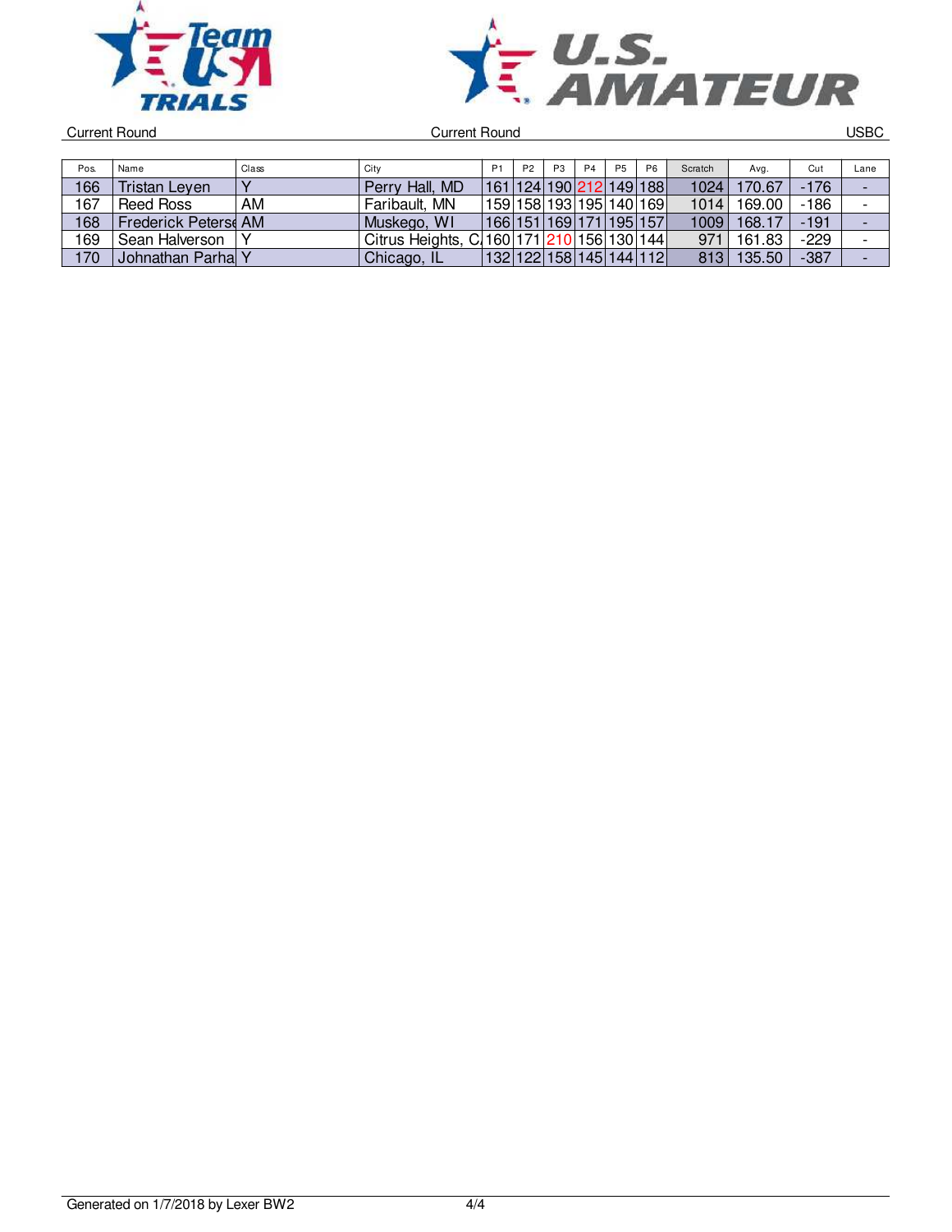Current Round | Current Round | USBC

| Pos. | Name | Class | City | P1 | P2 | P3 | P4 | P5 | P6 | Scratch | Avg. | Cut | Lane |
|---|---|---|---|---|---|---|---|---|---|---|---|---|---|
| 166 | Tristan Leyen | Y | Perry Hall, MD | 161 | 124 | 190 | 212 | 149 | 188 | 1024 | 170.67 | -176 | - |
| 167 | Reed Ross | AM | Faribault, MN | 159 | 158 | 193 | 195 | 140 | 169 | 1014 | 169.00 | -186 | - |
| 168 | Frederick Peterse | AM | Muskego, WI | 166 | 151 | 169 | 171 | 195 | 157 | 1009 | 168.17 | -191 | - |
| 169 | Sean Halverson | Y | Citrus Heights, C. | 160 | 171 | 210 | 156 | 130 | 144 | 971 | 161.83 | -229 | - |
| 170 | Johnathan Parha | Y | Chicago, IL | 132 | 122 | 158 | 145 | 144 | 112 | 813 | 135.50 | -387 | - |

Generated on 1/7/2018 by Lexer BW2